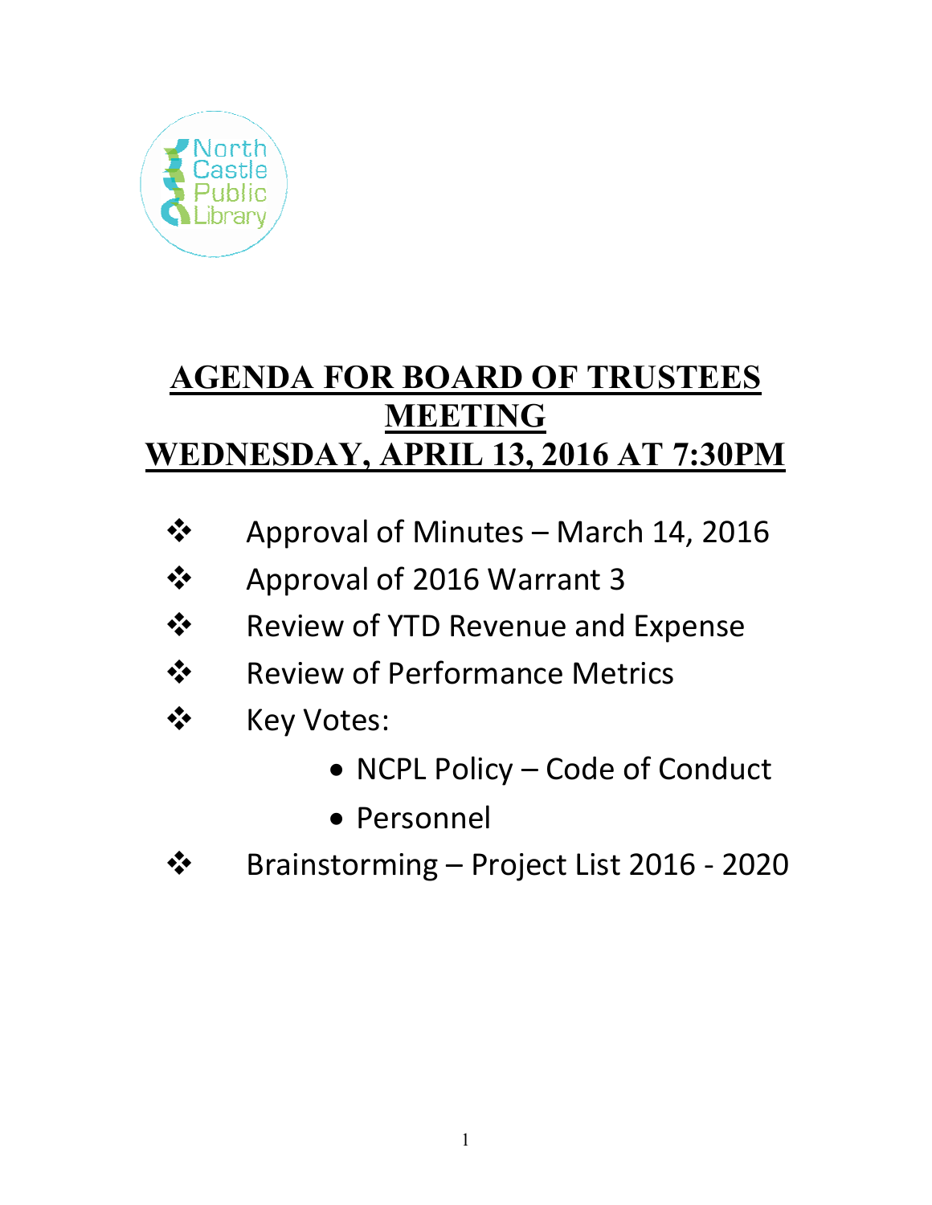North Castle Public Library

# AGENDA FOR BOARD OF TRUSTEES MEETING WEDNESDAY, APRIL 13, 2016 AT 7:30PM

- Approval of Minutes – March 14, 2016
- Approval of 2016 Warrant 3
- Review of YTD Revenue and Expense
- Review of Performance Metrics
- Key Votes:
  - NCPL Policy – Code of Conduct
  - Personnel
- Brainstorming – Project List 2016 - 2020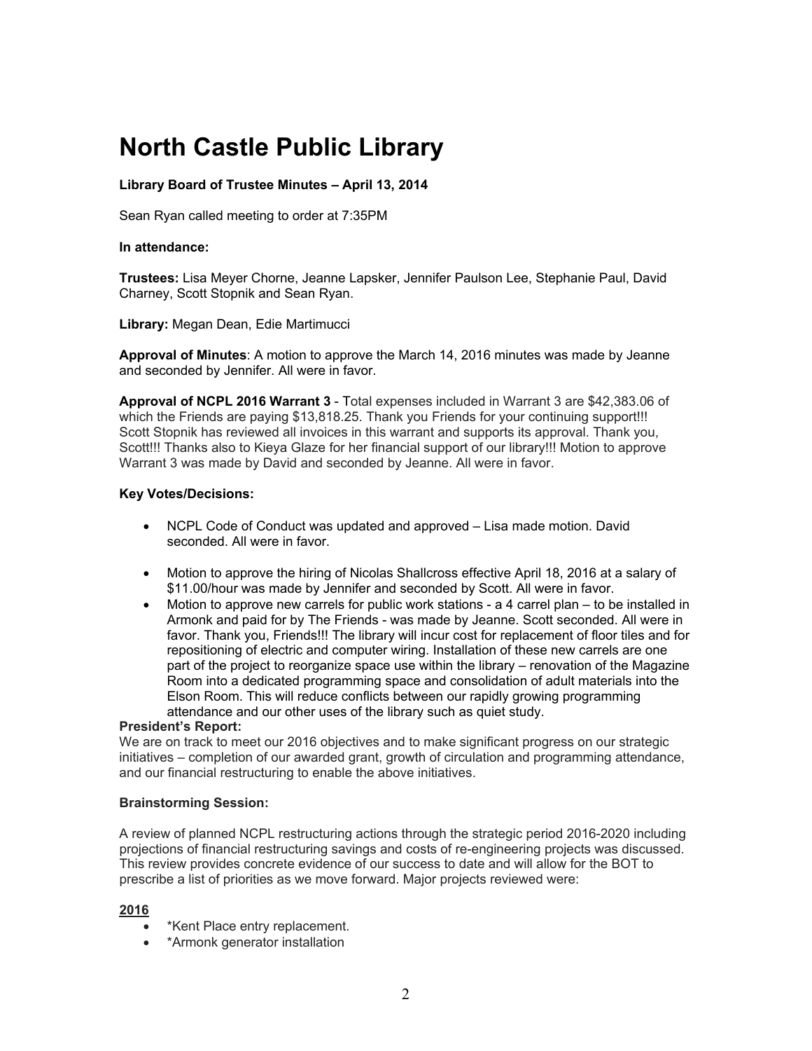# North Castle Public Library

**Library Board of Trustee Minutes – April 13, 2014**

Sean Ryan called meeting to order at 7:35PM

**In attendance:**

**Trustees:** Lisa Meyer Chorne, Jeanne Lapsker, Jennifer Paulson Lee, Stephanie Paul, David Charney, Scott Stopnik and Sean Ryan.

**Library:** Megan Dean, Edie Martimucci

**Approval of Minutes**: A motion to approve the March 14, 2016 minutes was made by Jeanne and seconded by Jennifer. All were in favor.

**Approval of NCPL 2016 Warrant 3** - Total expenses included in Warrant 3 are $42,383.06 of which the Friends are paying $13,818.25. Thank you Friends for your continuing support!!! Scott Stopnik has reviewed all invoices in this warrant and supports its approval. Thank you, Scott!!! Thanks also to Kieya Glaze for her financial support of our library!!! Motion to approve Warrant 3 was made by David and seconded by Jeanne. All were in favor.

**Key Votes/Decisions:**

- NCPL Code of Conduct was updated and approved – Lisa made motion. David seconded. All were in favor.
- Motion to approve the hiring of Nicolas Shallcross effective April 18, 2016 at a salary of $11.00/hour was made by Jennifer and seconded by Scott. All were in favor.
- Motion to approve new carrels for public work stations - a 4 carrel plan – to be installed in Armonk and paid for by The Friends - was made by Jeanne. Scott seconded. All were in favor. Thank you, Friends!!! The library will incur cost for replacement of floor tiles and for repositioning of electric and computer wiring. Installation of these new carrels are one part of the project to reorganize space use within the library – renovation of the Magazine Room into a dedicated programming space and consolidation of adult materials into the Elson Room. This will reduce conflicts between our rapidly growing programming attendance and our other uses of the library such as quiet study.

**President's Report:**

We are on track to meet our 2016 objectives and to make significant progress on our strategic initiatives – completion of our awarded grant, growth of circulation and programming attendance, and our financial restructuring to enable the above initiatives.

**Brainstorming Session:**

A review of planned NCPL restructuring actions through the strategic period 2016-2020 including projections of financial restructuring savings and costs of re-engineering projects was discussed. This review provides concrete evidence of our success to date and will allow for the BOT to prescribe a list of priorities as we move forward. Major projects reviewed were:

**2016**

- *Kent Place entry replacement.
- *Armonk generator installation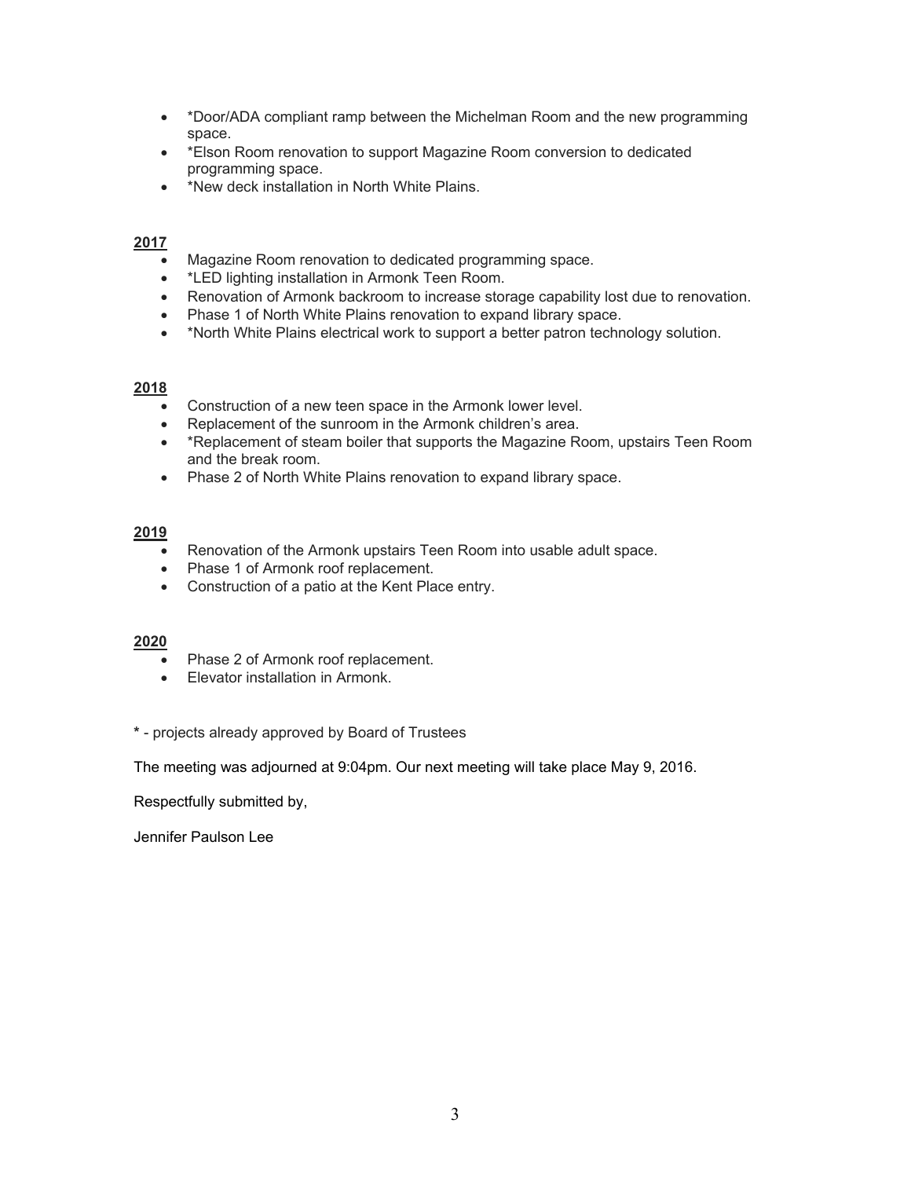- *Door/ADA compliant ramp between the Michelman Room and the new programming space.
- *Elson Room renovation to support Magazine Room conversion to dedicated programming space.
- *New deck installation in North White Plains.

**2017**

- Magazine Room renovation to dedicated programming space.
- *LED lighting installation in Armonk Teen Room.
- Renovation of Armonk backroom to increase storage capability lost due to renovation.
- Phase 1 of North White Plains renovation to expand library space.
- *North White Plains electrical work to support a better patron technology solution.

**2018**

- Construction of a new teen space in the Armonk lower level.
- Replacement of the sunroom in the Armonk children's area.
- *Replacement of steam boiler that supports the Magazine Room, upstairs Teen Room and the break room.
- Phase 2 of North White Plains renovation to expand library space.

**2019**

- Renovation of the Armonk upstairs Teen Room into usable adult space.
- Phase 1 of Armonk roof replacement.
- Construction of a patio at the Kent Place entry.

**2020**

- Phase 2 of Armonk roof replacement.
- Elevator installation in Armonk.

**\*** - projects already approved by Board of Trustees

The meeting was adjourned at 9:04pm. Our next meeting will take place May 9, 2016.

Respectfully submitted by,

Jennifer Paulson Lee